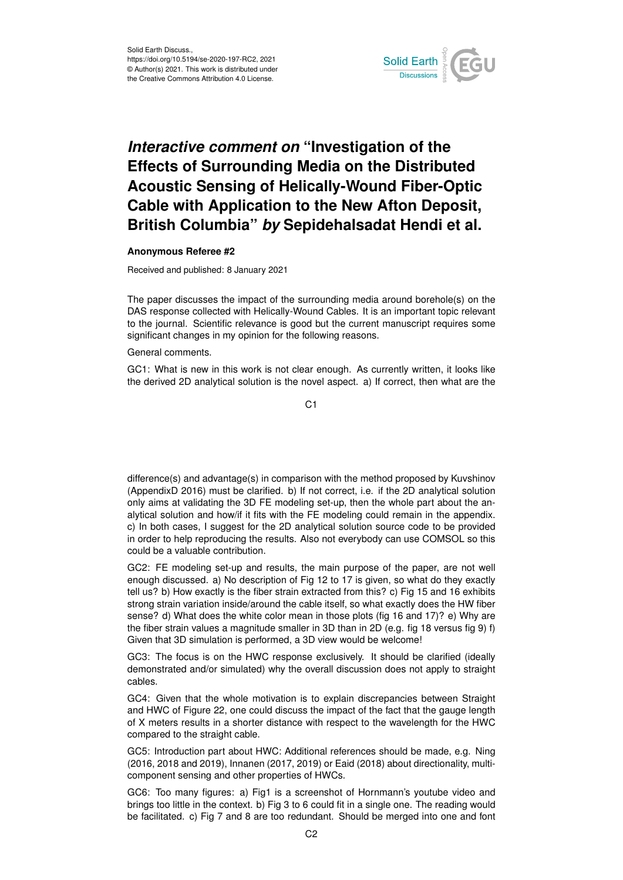Solid Earth Discuss.,
https://doi.org/10.5194/se-2020-197-RC2, 2021
© Author(s) 2021. This work is distributed under
the Creative Commons Attribution 4.0 License.

# *Interactive comment on* "Investigation of the Effects of Surrounding Media on the Distributed Acoustic Sensing of Helically-Wound Fiber-Optic Cable with Application to the New Afton Deposit, British Columbia" *by* Sepidehalsadat Hendi et al.

**Anonymous Referee #2**

Received and published: 8 January 2021

The paper discusses the impact of the surrounding media around borehole(s) on the DAS response collected with Helically-Wound Cables. It is an important topic relevant to the journal. Scientific relevance is good but the current manuscript requires some significant changes in my opinion for the following reasons.

General comments.

GC1: What is new in this work is not clear enough. As currently written, it looks like the derived 2D analytical solution is the novel aspect. a) If correct, then what are the difference(s) and advantage(s) in comparison with the method proposed by Kuvshinov (AppendixD 2016) must be clarified. b) If not correct, i.e. if the 2D analytical solution only aims at validating the 3D FE modeling set-up, then the whole part about the analytical solution and how/if it fits with the FE modeling could remain in the appendix. c) In both cases, I suggest for the 2D analytical solution source code to be provided in order to help reproducing the results. Also not everybody can use COMSOL so this could be a valuable contribution.

GC2: FE modeling set-up and results, the main purpose of the paper, are not well enough discussed. a) No description of Fig 12 to 17 is given, so what do they exactly tell us? b) How exactly is the fiber strain extracted from this? c) Fig 15 and 16 exhibits strong strain variation inside/around the cable itself, so what exactly does the HW fiber sense? d) What does the white color mean in those plots (fig 16 and 17)? e) Why are the fiber strain values a magnitude smaller in 3D than in 2D (e.g. fig 18 versus fig 9) f) Given that 3D simulation is performed, a 3D view would be welcome!

GC3: The focus is on the HWC response exclusively. It should be clarified (ideally demonstrated and/or simulated) why the overall discussion does not apply to straight cables.

GC4: Given that the whole motivation is to explain discrepancies between Straight and HWC of Figure 22, one could discuss the impact of the fact that the gauge length of X meters results in a shorter distance with respect to the wavelength for the HWC compared to the straight cable.

GC5: Introduction part about HWC: Additional references should be made, e.g. Ning (2016, 2018 and 2019), Innanen (2017, 2019) or Eaid (2018) about directionality, multi-component sensing and other properties of HWCs.

GC6: Too many figures: a) Fig1 is a screenshot of Hornmann's youtube video and brings too little in the context. b) Fig 3 to 6 could fit in a single one. The reading would be facilitated. c) Fig 7 and 8 are too redundant. Should be merged into one and font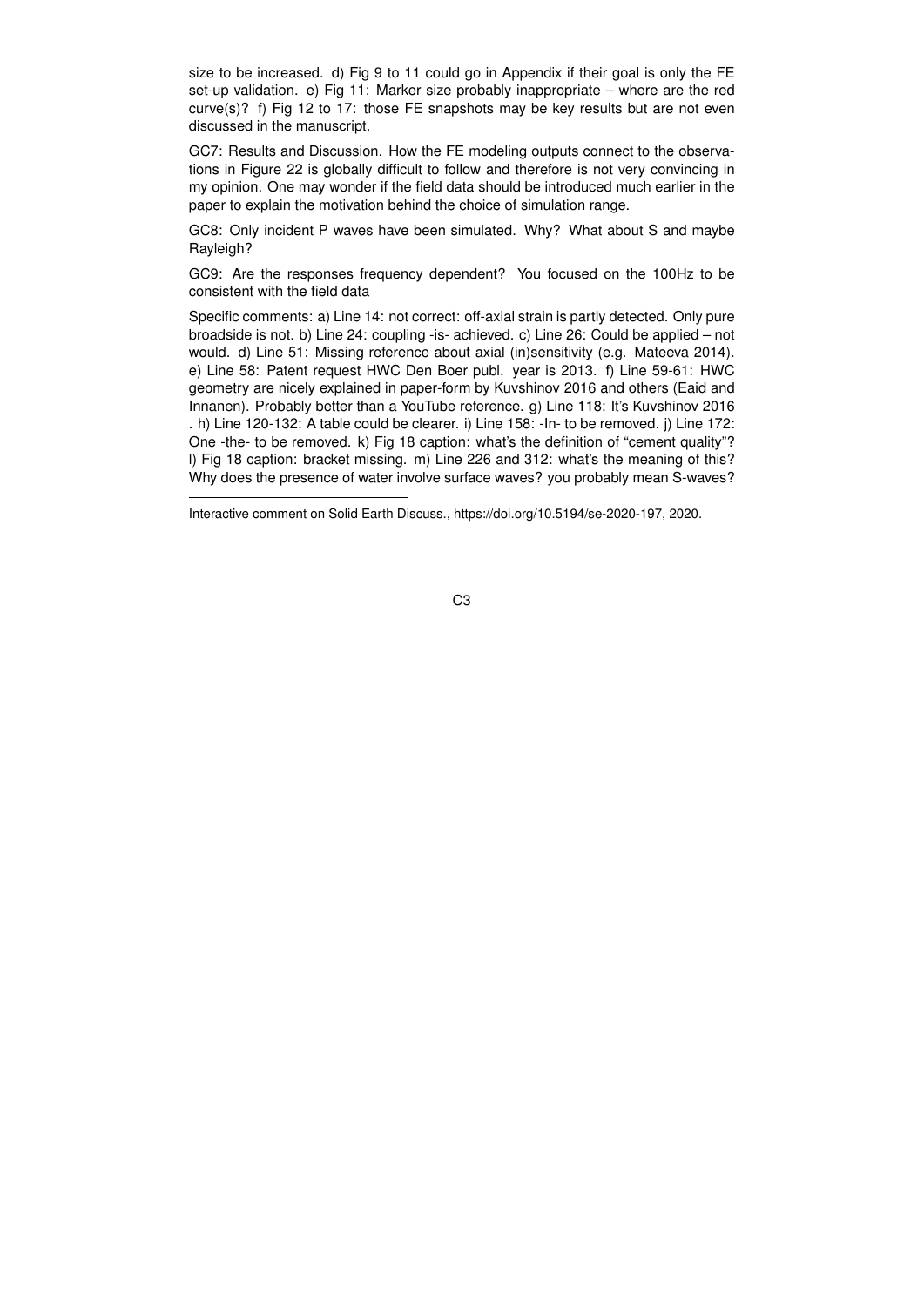size to be increased. d) Fig 9 to 11 could go in Appendix if their goal is only the FE set-up validation. e) Fig 11: Marker size probably inappropriate – where are the red curve(s)? f) Fig 12 to 17: those FE snapshots may be key results but are not even discussed in the manuscript.

GC7: Results and Discussion. How the FE modeling outputs connect to the observations in Figure 22 is globally difficult to follow and therefore is not very convincing in my opinion. One may wonder if the field data should be introduced much earlier in the paper to explain the motivation behind the choice of simulation range.

GC8: Only incident P waves have been simulated. Why? What about S and maybe Rayleigh?

GC9: Are the responses frequency dependent? You focused on the 100Hz to be consistent with the field data

Specific comments: a) Line 14: not correct: off-axial strain is partly detected. Only pure broadside is not. b) Line 24: coupling -is- achieved. c) Line 26: Could be applied – not would. d) Line 51: Missing reference about axial (in)sensitivity (e.g. Mateeva 2014). e) Line 58: Patent request HWC Den Boer publ. year is 2013. f) Line 59-61: HWC geometry are nicely explained in paper-form by Kuvshinov 2016 and others (Eaid and Innanen). Probably better than a YouTube reference. g) Line 118: It's Kuvshinov 2016 . h) Line 120-132: A table could be clearer. i) Line 158: -In- to be removed. j) Line 172: One -the- to be removed. k) Fig 18 caption: what's the definition of "cement quality"? l) Fig 18 caption: bracket missing. m) Line 226 and 312: what's the meaning of this? Why does the presence of water involve surface waves? you probably mean S-waves?

---

Interactive comment on Solid Earth Discuss., https://doi.org/10.5194/se-2020-197, 2020.